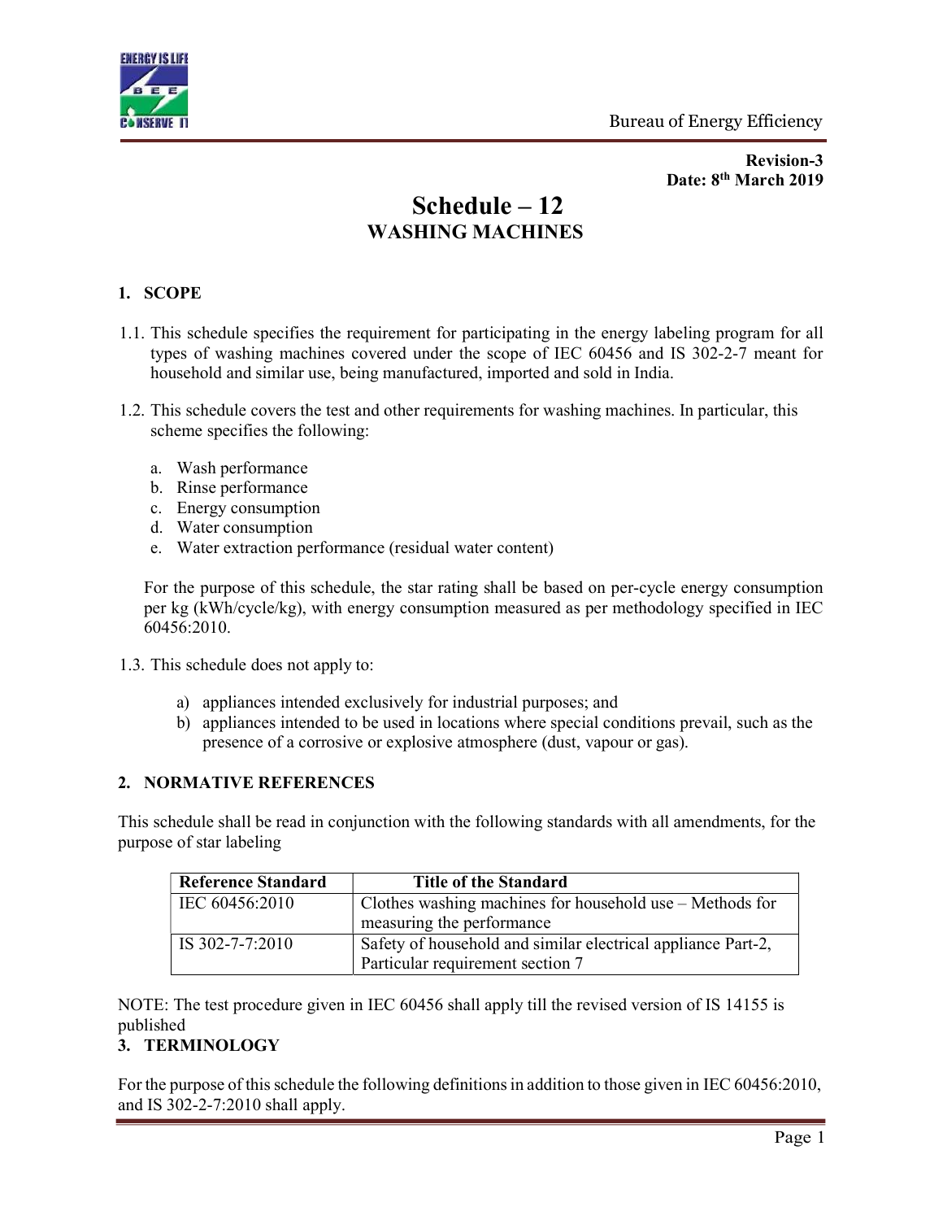**Revision-3**
**Date: 8th March 2019**

# Schedule – 12
## WASHING MACHINES

### 1. SCOPE

1.1. This schedule specifies the requirement for participating in the energy labeling program for all types of washing machines covered under the scope of IEC 60456 and IS 302-2-7 meant for household and similar use, being manufactured, imported and sold in India.

1.2. This schedule covers the test and other requirements for washing machines. In particular, this scheme specifies the following:

a. Wash performance
b. Rinse performance
c. Energy consumption
d. Water consumption
e. Water extraction performance (residual water content)

For the purpose of this schedule, the star rating shall be based on per-cycle energy consumption per kg (kWh/cycle/kg), with energy consumption measured as per methodology specified in IEC 60456:2010.

1.3. This schedule does not apply to:

a) appliances intended exclusively for industrial purposes; and
b) appliances intended to be used in locations where special conditions prevail, such as the presence of a corrosive or explosive atmosphere (dust, vapour or gas).

### 2. NORMATIVE REFERENCES

This schedule shall be read in conjunction with the following standards with all amendments, for the purpose of star labeling

| Reference Standard | Title of the Standard |
|---|---|
| IEC 60456:2010 | Clothes washing machines for household use – Methods for measuring the performance |
| IS 302-7-7:2010 | Safety of household and similar electrical appliance Part-2, Particular requirement section 7 |

NOTE: The test procedure given in IEC 60456 shall apply till the revised version of IS 14155 is published

### 3. TERMINOLOGY

For the purpose of this schedule the following definitions in addition to those given in IEC 60456:2010, and IS 302-2-7:2010 shall apply.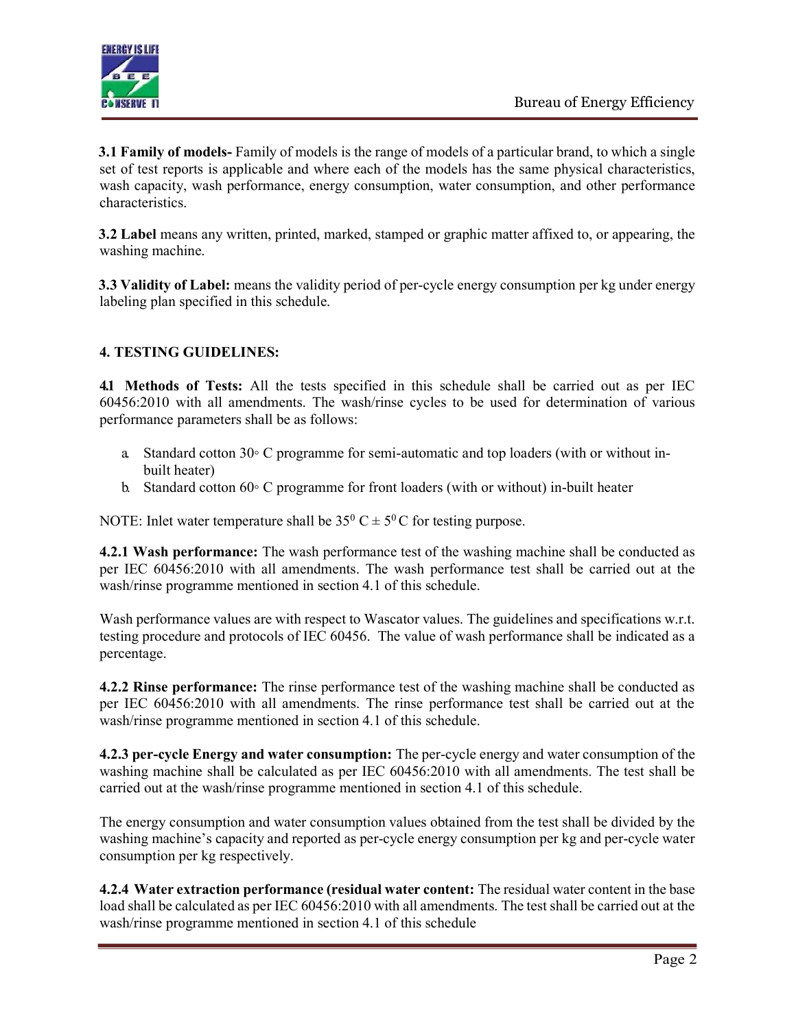**3.1 Family of models-** Family of models is the range of models of a particular brand, to which a single set of test reports is applicable and where each of the models has the same physical characteristics, wash capacity, wash performance, energy consumption, water consumption, and other performance characteristics.

**3.2 Label** means any written, printed, marked, stamped or graphic matter affixed to, or appearing, the washing machine.

**3.3 Validity of Label:** means the validity period of per-cycle energy consumption per kg under energy labeling plan specified in this schedule.

## 4. TESTING GUIDELINES:

**4.1 Methods of Tests:** All the tests specified in this schedule shall be carried out as per IEC 60456:2010 with all amendments. The wash/rinse cycles to be used for determination of various performance parameters shall be as follows:

a. Standard cotton 30◦ C programme for semi-automatic and top loaders (with or without in-built heater)
b. Standard cotton 60◦ C programme for front loaders (with or without) in-built heater

NOTE: Inlet water temperature shall be $35^0$ C ± $5^0$ C for testing purpose.

**4.2.1 Wash performance:** The wash performance test of the washing machine shall be conducted as per IEC 60456:2010 with all amendments. The wash performance test shall be carried out at the wash/rinse programme mentioned in section 4.1 of this schedule.

Wash performance values are with respect to Wascator values. The guidelines and specifications w.r.t. testing procedure and protocols of IEC 60456. The value of wash performance shall be indicated as a percentage.

**4.2.2 Rinse performance:** The rinse performance test of the washing machine shall be conducted as per IEC 60456:2010 with all amendments. The rinse performance test shall be carried out at the wash/rinse programme mentioned in section 4.1 of this schedule.

**4.2.3 per-cycle Energy and water consumption:** The per-cycle energy and water consumption of the washing machine shall be calculated as per IEC 60456:2010 with all amendments. The test shall be carried out at the wash/rinse programme mentioned in section 4.1 of this schedule.

The energy consumption and water consumption values obtained from the test shall be divided by the washing machine's capacity and reported as per-cycle energy consumption per kg and per-cycle water consumption per kg respectively.

**4.2.4 Water extraction performance (residual water content:** The residual water content in the base load shall be calculated as per IEC 60456:2010 with all amendments. The test shall be carried out at the wash/rinse programme mentioned in section 4.1 of this schedule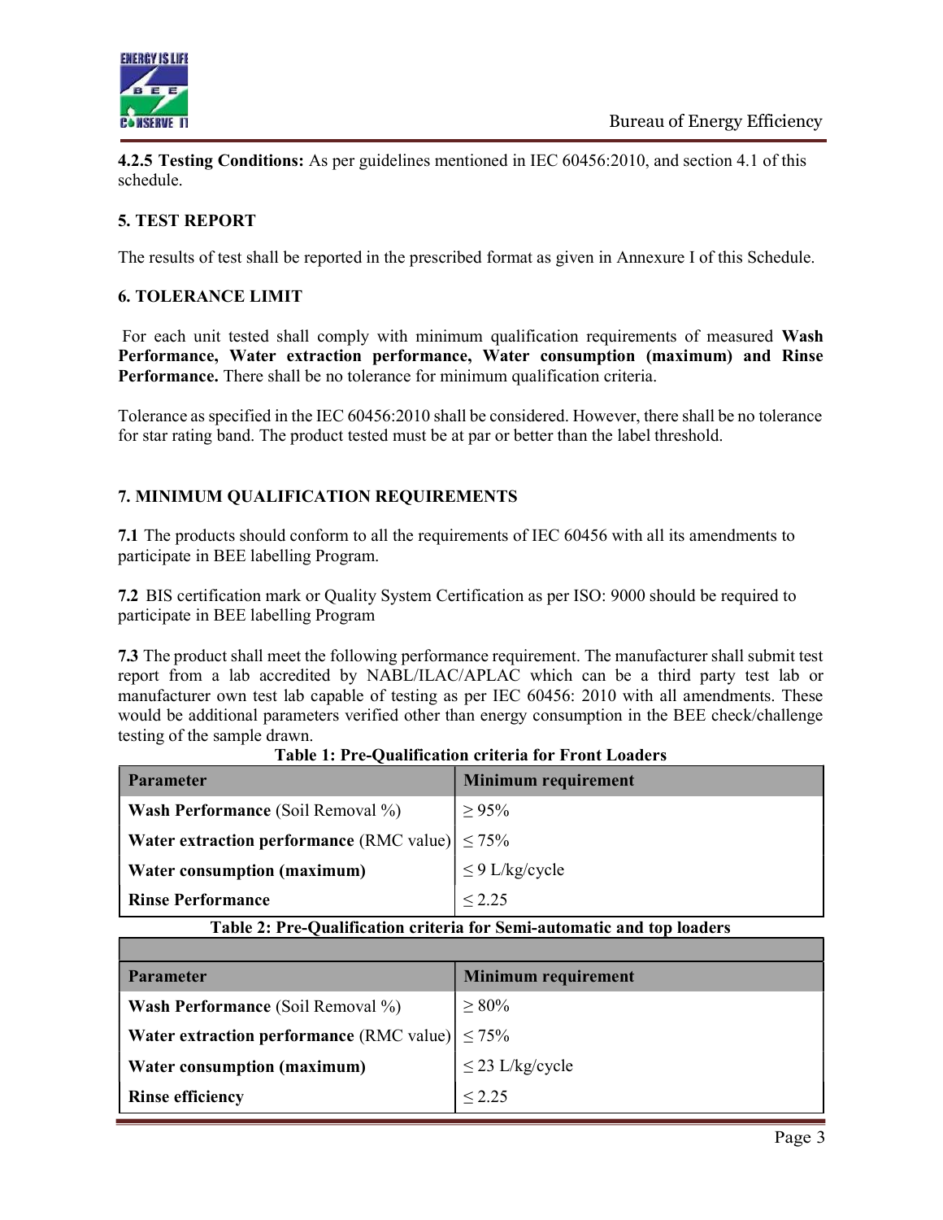**4.2.5 Testing Conditions:** As per guidelines mentioned in IEC 60456:2010, and section 4.1 of this schedule.

## 5. TEST REPORT

The results of test shall be reported in the prescribed format as given in Annexure I of this Schedule.

## 6. TOLERANCE LIMIT

For each unit tested shall comply with minimum qualification requirements of measured **Wash Performance, Water extraction performance, Water consumption (maximum) and Rinse Performance.** There shall be no tolerance for minimum qualification criteria.

Tolerance as specified in the IEC 60456:2010 shall be considered. However, there shall be no tolerance for star rating band. The product tested must be at par or better than the label threshold.

## 7. MINIMUM QUALIFICATION REQUIREMENTS

**7.1** The products should conform to all the requirements of IEC 60456 with all its amendments to participate in BEE labelling Program.

**7.2** BIS certification mark or Quality System Certification as per ISO: 9000 should be required to participate in BEE labelling Program

**7.3** The product shall meet the following performance requirement. The manufacturer shall submit test report from a lab accredited by NABL/ILAC/APLAC which can be a third party test lab or manufacturer own test lab capable of testing as per IEC 60456: 2010 with all amendments. These would be additional parameters verified other than energy consumption in the BEE check/challenge testing of the sample drawn.

**Table 1: Pre-Qualification criteria for Front Loaders**

| Parameter | Minimum requirement |
|---|---|
| **Wash Performance** (Soil Removal %) | $\geq$ 95% |
| **Water extraction performance** (RMC value) | $\leq$ 75% |
| **Water consumption (maximum)** | $\leq$ 9 L/kg/cycle |
| **Rinse Performance** | $\leq$ 2.25 |

**Table 2: Pre-Qualification criteria for Semi-automatic and top loaders**

| Parameter | Minimum requirement |
|---|---|
| **Wash Performance** (Soil Removal %) | $\geq$ 80% |
| **Water extraction performance** (RMC value) | $\leq$ 75% |
| **Water consumption (maximum)** | $\leq$ 23 L/kg/cycle |
| **Rinse efficiency** | $\leq$ 2.25 |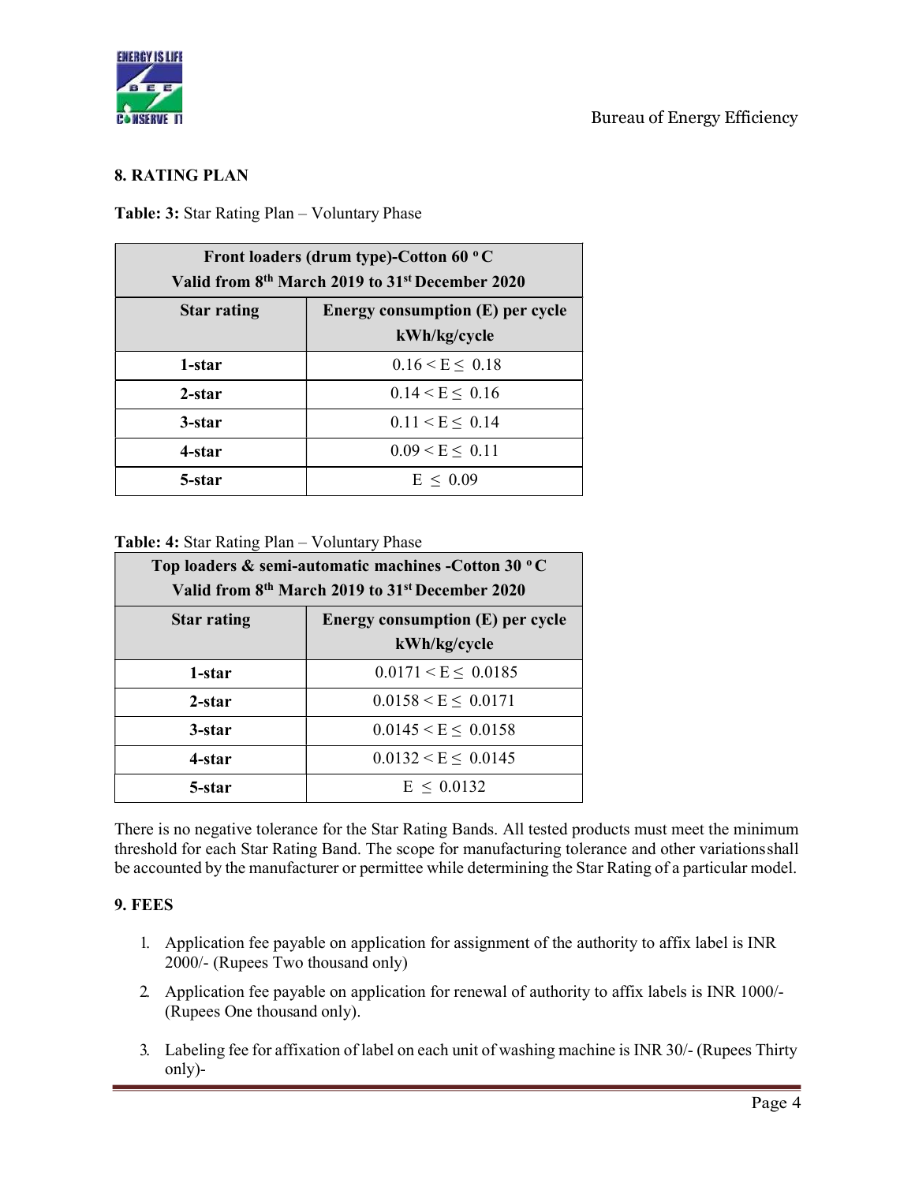## 8. RATING PLAN

**Table: 3:** Star Rating Plan – Voluntary Phase

| Front loaders (drum type)-Cotton 60 °C<br>Valid from 8th March 2019 to 31st December 2020 | |
|---|---|
| **Star rating** | **Energy consumption (E) per cycle kWh/kg/cycle** |
| **1-star** | $0.16 < E \leq 0.18$ |
| **2-star** | $0.14 < E \leq 0.16$ |
| **3-star** | $0.11 < E \leq 0.14$ |
| **4-star** | $0.09 < E \leq 0.11$ |
| **5-star** | $E \leq 0.09$ |

**Table: 4:** Star Rating Plan – Voluntary Phase

| Top loaders & semi-automatic machines -Cotton 30 °C<br>Valid from 8th March 2019 to 31st December 2020 | |
|---|---|
| **Star rating** | **Energy consumption (E) per cycle kWh/kg/cycle** |
| **1-star** | $0.0171 < E \leq 0.0185$ |
| **2-star** | $0.0158 < E \leq 0.0171$ |
| **3-star** | $0.0145 < E \leq 0.0158$ |
| **4-star** | $0.0132 < E \leq 0.0145$ |
| **5-star** | $E \leq 0.0132$ |

There is no negative tolerance for the Star Rating Bands. All tested products must meet the minimum threshold for each Star Rating Band. The scope for manufacturing tolerance and other variations shall be accounted by the manufacturer or permittee while determining the Star Rating of a particular model.

## 9. FEES

1. Application fee payable on application for assignment of the authority to affix label is INR 2000/- (Rupees Two thousand only)
2. Application fee payable on application for renewal of authority to affix labels is INR 1000/- (Rupees One thousand only).
3. Labeling fee for affixation of label on each unit of washing machine is INR 30/- (Rupees Thirty only)-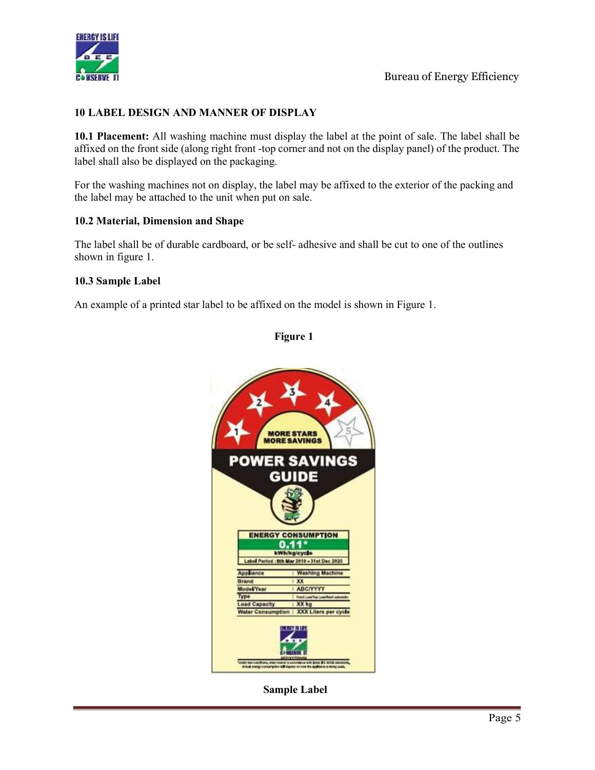## 10 LABEL DESIGN AND MANNER OF DISPLAY

**10.1 Placement:** All washing machine must display the label at the point of sale. The label shall be affixed on the front side (along right front -top corner and not on the display panel) of the product. The label shall also be displayed on the packaging.

For the washing machines not on display, the label may be affixed to the exterior of the packing and the label may be attached to the unit when put on sale.

**10.2 Material, Dimension and Shape**

The label shall be of durable cardboard, or be self- adhesive and shall be cut to one of the outlines shown in figure 1.

**10.3 Sample Label**

An example of a printed star label to be affixed on the model is shown in Figure 1.

**Figure 1**

**Sample Label**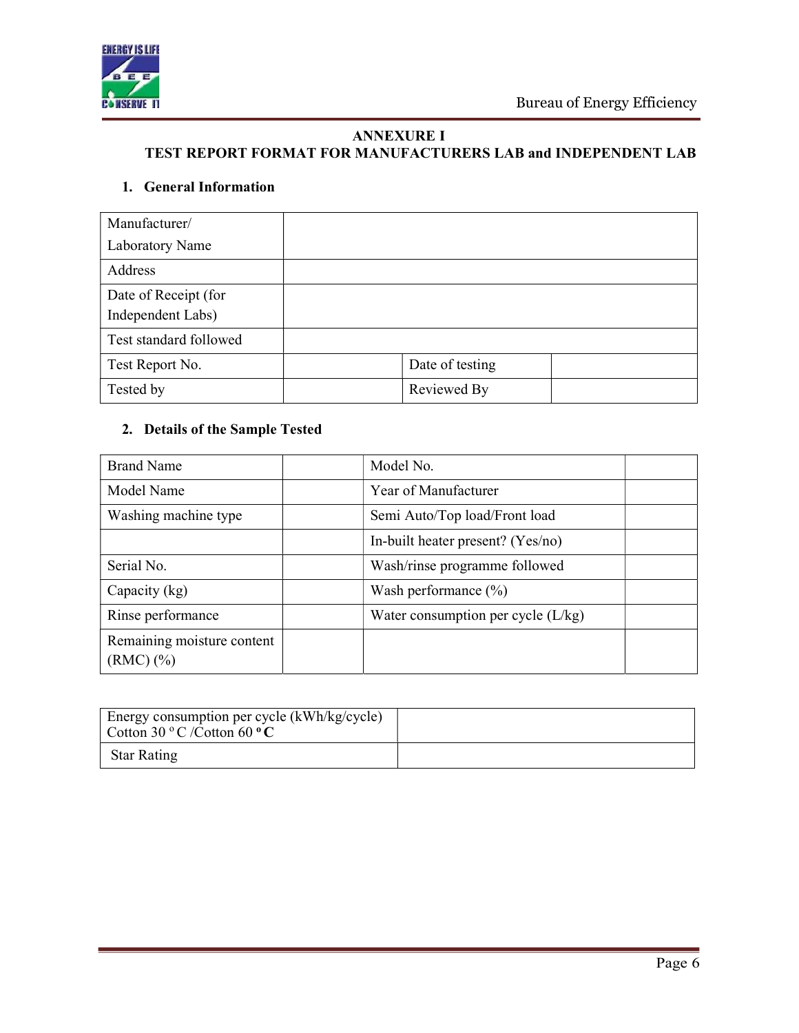# ANNEXURE I

## TEST REPORT FORMAT FOR MANUFACTURERS LAB and INDEPENDENT LAB

### 1. General Information

| Manufacturer/ Laboratory Name | | | |
|---|---|---|---|
| Address | | | |
| Date of Receipt (for Independent Labs) | | | |
| Test standard followed | | | |
| Test Report No. | | Date of testing | |
| Tested by | | Reviewed By | |

### 2. Details of the Sample Tested

| Brand Name | | Model No. | |
|---|---|---|---|
| Model Name | | Year of Manufacturer | |
| Washing machine type | | Semi Auto/Top load/Front load | |
| | | In-built heater present? (Yes/no) | |
| Serial No. | | Wash/rinse programme followed | |
| Capacity (kg) | | Wash performance (%) | |
| Rinse performance | | Water consumption per cycle (L/kg) | |
| Remaining moisture content (RMC) (%) | | | |

| Energy consumption per cycle (kWh/kg/cycle) Cotton 30 °C /Cotton 60 **°C** | |
|---|---|
| Star Rating | |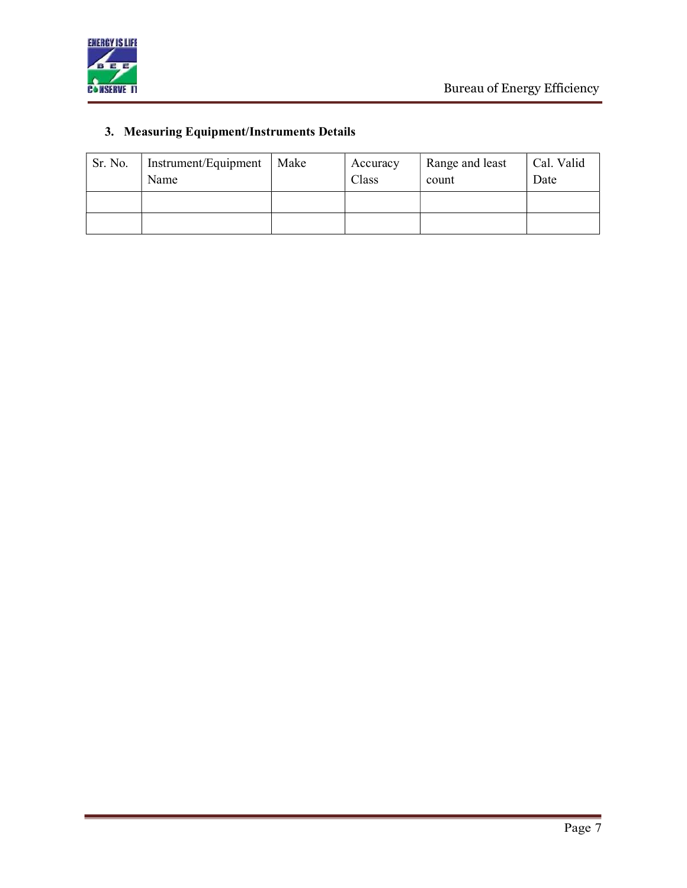### 3. Measuring Equipment/Instruments Details

| Sr. No. | Instrument/Equipment Name | Make | Accuracy Class | Range and least count | Cal. Valid Date |
|---|---|---|---|---|---|
| | | | | | |
| | | | | | |